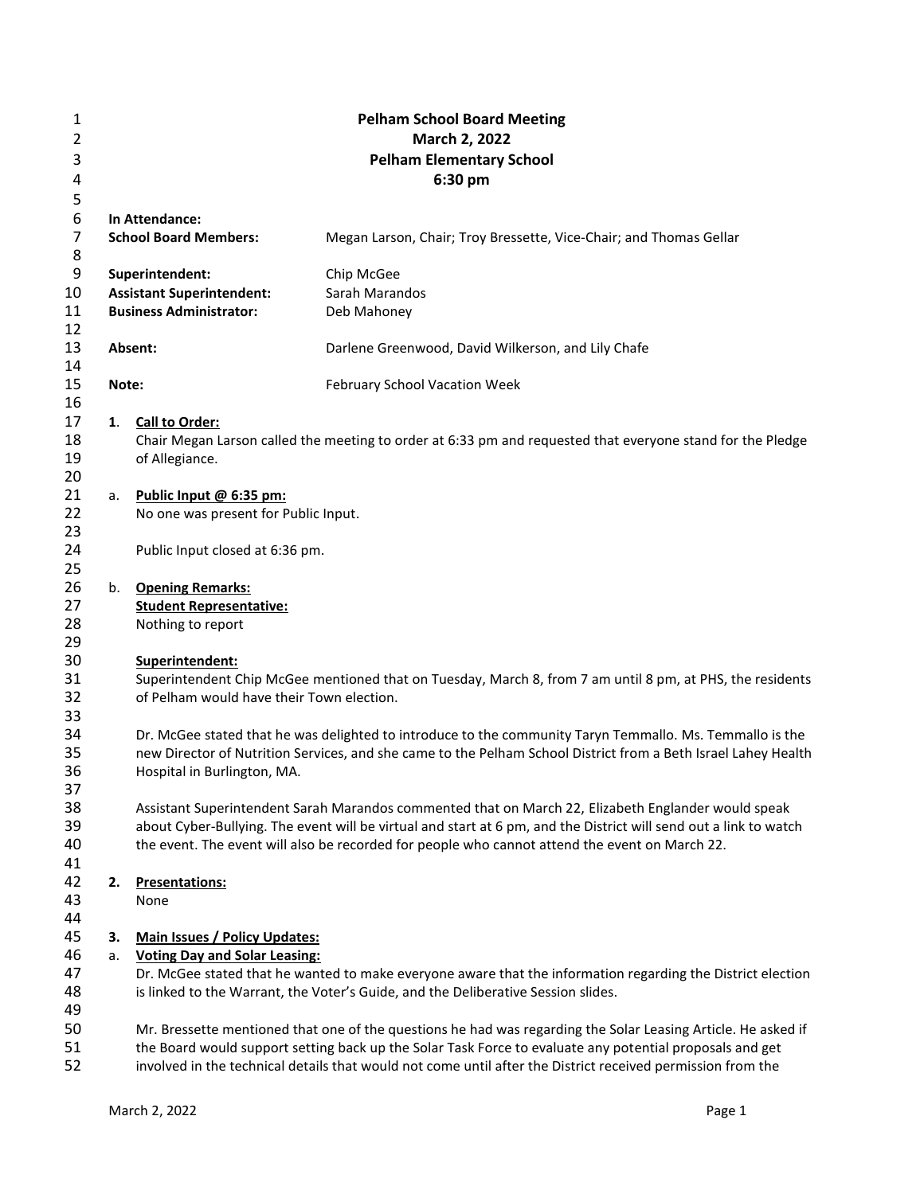# Pelham School Board Meeting
## March 2, 2022
## Pelham Elementary School
## 6:30 pm

**In Attendance:**

| | |
|---|---|
| **School Board Members:** | Megan Larson, Chair; Troy Bressette, Vice-Chair; and Thomas Gellar |
| **Superintendent:** | Chip McGee |
| **Assistant Superintendent:** | Sarah Marandos |
| **Business Administrator:** | Deb Mahoney |
| **Absent:** | Darlene Greenwood, David Wilkerson, and Lily Chafe |
| **Note:** | February School Vacation Week |

**1. Call to Order:**

Chair Megan Larson called the meeting to order at 6:33 pm and requested that everyone stand for the Pledge of Allegiance.

a. **Public Input @ 6:35 pm:**

No one was present for Public Input.

Public Input closed at 6:36 pm.

b. **Opening Remarks:**

**Student Representative:**

Nothing to report

**Superintendent:**

Superintendent Chip McGee mentioned that on Tuesday, March 8, from 7 am until 8 pm, at PHS, the residents of Pelham would have their Town election.

Dr. McGee stated that he was delighted to introduce to the community Taryn Temmallo. Ms. Temmallo is the new Director of Nutrition Services, and she came to the Pelham School District from a Beth Israel Lahey Health Hospital in Burlington, MA.

Assistant Superintendent Sarah Marandos commented that on March 22, Elizabeth Englander would speak about Cyber-Bullying. The event will be virtual and start at 6 pm, and the District will send out a link to watch the event. The event will also be recorded for people who cannot attend the event on March 22.

**2. Presentations:**

None

**3. Main Issues / Policy Updates:**

a. **Voting Day and Solar Leasing:**

Dr. McGee stated that he wanted to make everyone aware that the information regarding the District election is linked to the Warrant, the Voter's Guide, and the Deliberative Session slides.

Mr. Bressette mentioned that one of the questions he had was regarding the Solar Leasing Article. He asked if the Board would support setting back up the Solar Task Force to evaluate any potential proposals and get involved in the technical details that would not come until after the District received permission from the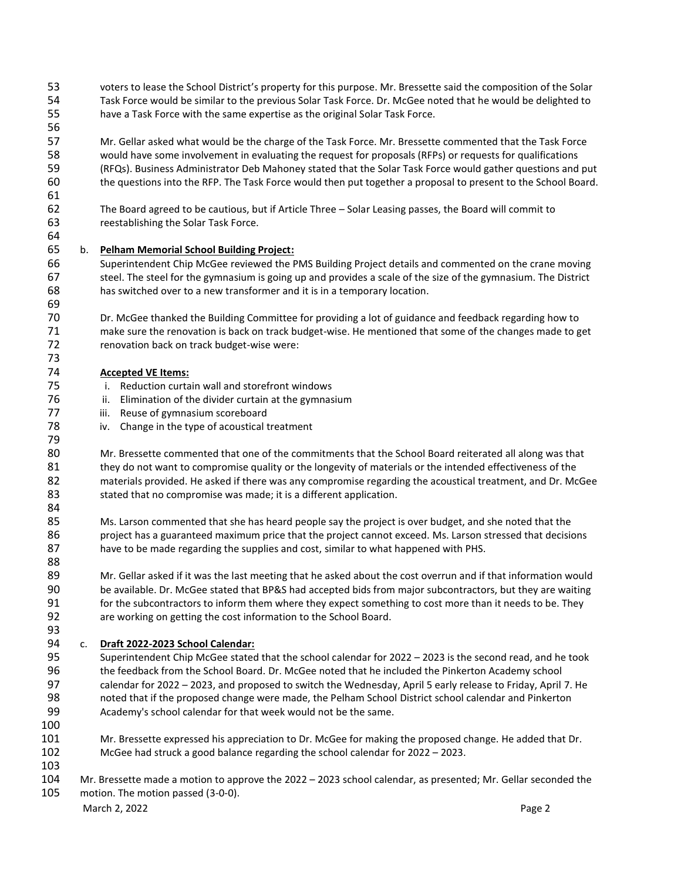voters to lease the School District's property for this purpose. Mr. Bressette said the composition of the Solar Task Force would be similar to the previous Solar Task Force. Dr. McGee noted that he would be delighted to have a Task Force with the same expertise as the original Solar Task Force.

Mr. Gellar asked what would be the charge of the Task Force. Mr. Bressette commented that the Task Force would have some involvement in evaluating the request for proposals (RFPs) or requests for qualifications (RFQs). Business Administrator Deb Mahoney stated that the Solar Task Force would gather questions and put the questions into the RFP. The Task Force would then put together a proposal to present to the School Board.

The Board agreed to be cautious, but if Article Three – Solar Leasing passes, the Board will commit to reestablishing the Solar Task Force.

b. **Pelham Memorial School Building Project:**

Superintendent Chip McGee reviewed the PMS Building Project details and commented on the crane moving steel. The steel for the gymnasium is going up and provides a scale of the size of the gymnasium. The District has switched over to a new transformer and it is in a temporary location.

Dr. McGee thanked the Building Committee for providing a lot of guidance and feedback regarding how to make sure the renovation is back on track budget-wise. He mentioned that some of the changes made to get renovation back on track budget-wise were:

**Accepted VE Items:**

i. Reduction curtain wall and storefront windows
ii. Elimination of the divider curtain at the gymnasium
iii. Reuse of gymnasium scoreboard
iv. Change in the type of acoustical treatment

Mr. Bressette commented that one of the commitments that the School Board reiterated all along was that they do not want to compromise quality or the longevity of materials or the intended effectiveness of the materials provided. He asked if there was any compromise regarding the acoustical treatment, and Dr. McGee stated that no compromise was made; it is a different application.

Ms. Larson commented that she has heard people say the project is over budget, and she noted that the project has a guaranteed maximum price that the project cannot exceed. Ms. Larson stressed that decisions have to be made regarding the supplies and cost, similar to what happened with PHS.

Mr. Gellar asked if it was the last meeting that he asked about the cost overrun and if that information would be available. Dr. McGee stated that BP&S had accepted bids from major subcontractors, but they are waiting for the subcontractors to inform them where they expect something to cost more than it needs to be. They are working on getting the cost information to the School Board.

c. **Draft 2022-2023 School Calendar:**

Superintendent Chip McGee stated that the school calendar for 2022 – 2023 is the second read, and he took the feedback from the School Board. Dr. McGee noted that he included the Pinkerton Academy school calendar for 2022 – 2023, and proposed to switch the Wednesday, April 5 early release to Friday, April 7. He noted that if the proposed change were made, the Pelham School District school calendar and Pinkerton Academy's school calendar for that week would not be the same.

Mr. Bressette expressed his appreciation to Dr. McGee for making the proposed change. He added that Dr. McGee had struck a good balance regarding the school calendar for 2022 – 2023.

Mr. Bressette made a motion to approve the 2022 – 2023 school calendar, as presented; Mr. Gellar seconded the motion. The motion passed (3-0-0).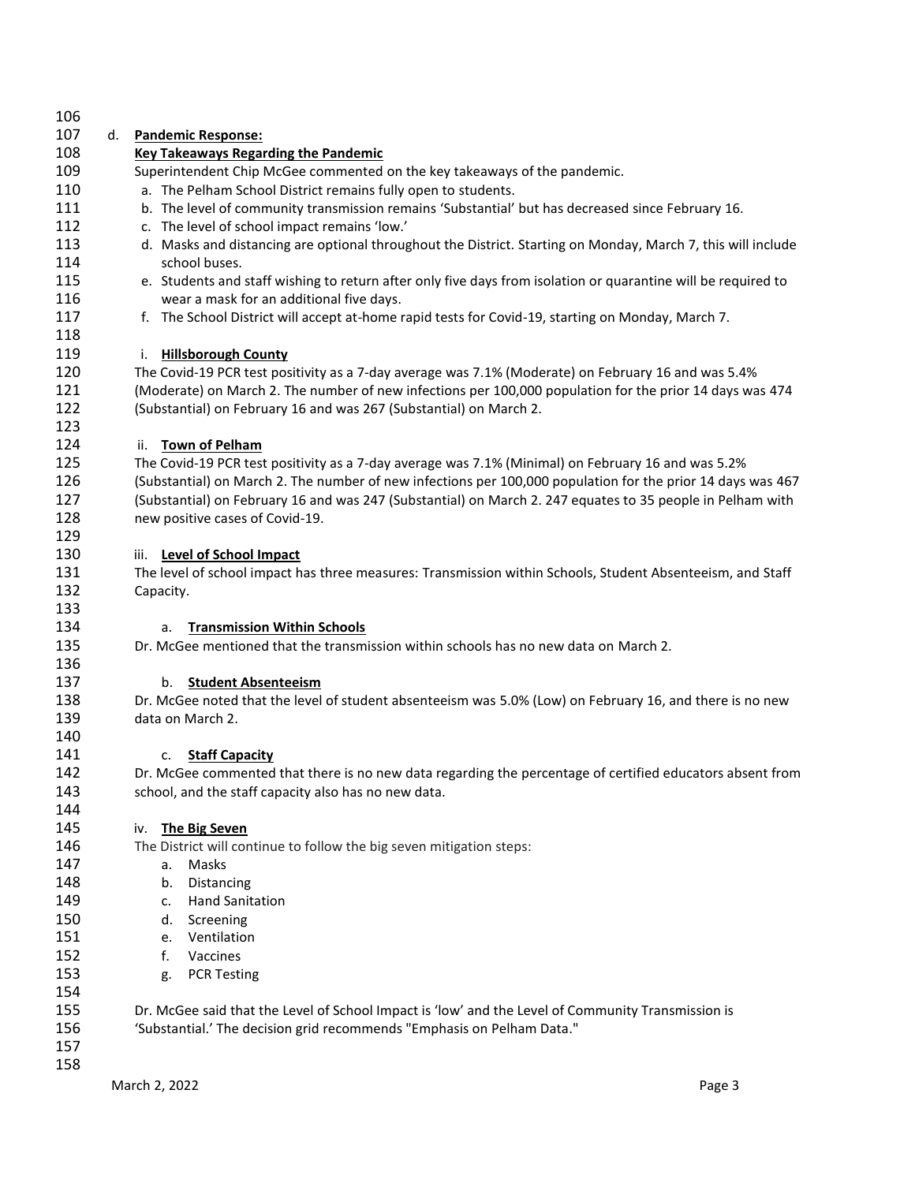d. **Pandemic Response:**

**Key Takeaways Regarding the Pandemic**

Superintendent Chip McGee commented on the key takeaways of the pandemic.

a. The Pelham School District remains fully open to students.
b. The level of community transmission remains 'Substantial' but has decreased since February 16.
c. The level of school impact remains 'low.'
d. Masks and distancing are optional throughout the District. Starting on Monday, March 7, this will include school buses.
e. Students and staff wishing to return after only five days from isolation or quarantine will be required to wear a mask for an additional five days.
f. The School District will accept at-home rapid tests for Covid-19, starting on Monday, March 7.

i. **Hillsborough County**

The Covid-19 PCR test positivity as a 7-day average was 7.1% (Moderate) on February 16 and was 5.4% (Moderate) on March 2. The number of new infections per 100,000 population for the prior 14 days was 474 (Substantial) on February 16 and was 267 (Substantial) on March 2.

ii. **Town of Pelham**

The Covid-19 PCR test positivity as a 7-day average was 7.1% (Minimal) on February 16 and was 5.2% (Substantial) on March 2. The number of new infections per 100,000 population for the prior 14 days was 467 (Substantial) on February 16 and was 247 (Substantial) on March 2. 247 equates to 35 people in Pelham with new positive cases of Covid-19.

iii. **Level of School Impact**

The level of school impact has three measures: Transmission within Schools, Student Absenteeism, and Staff Capacity.

a. **Transmission Within Schools**

Dr. McGee mentioned that the transmission within schools has no new data on March 2.

b. **Student Absenteeism**

Dr. McGee noted that the level of student absenteeism was 5.0% (Low) on February 16, and there is no new data on March 2.

c. **Staff Capacity**

Dr. McGee commented that there is no new data regarding the percentage of certified educators absent from school, and the staff capacity also has no new data.

iv. **The Big Seven**

The District will continue to follow the big seven mitigation steps:

a. Masks
b. Distancing
c. Hand Sanitation
d. Screening
e. Ventilation
f. Vaccines
g. PCR Testing

Dr. McGee said that the Level of School Impact is 'low' and the Level of Community Transmission is 'Substantial.' The decision grid recommends "Emphasis on Pelham Data."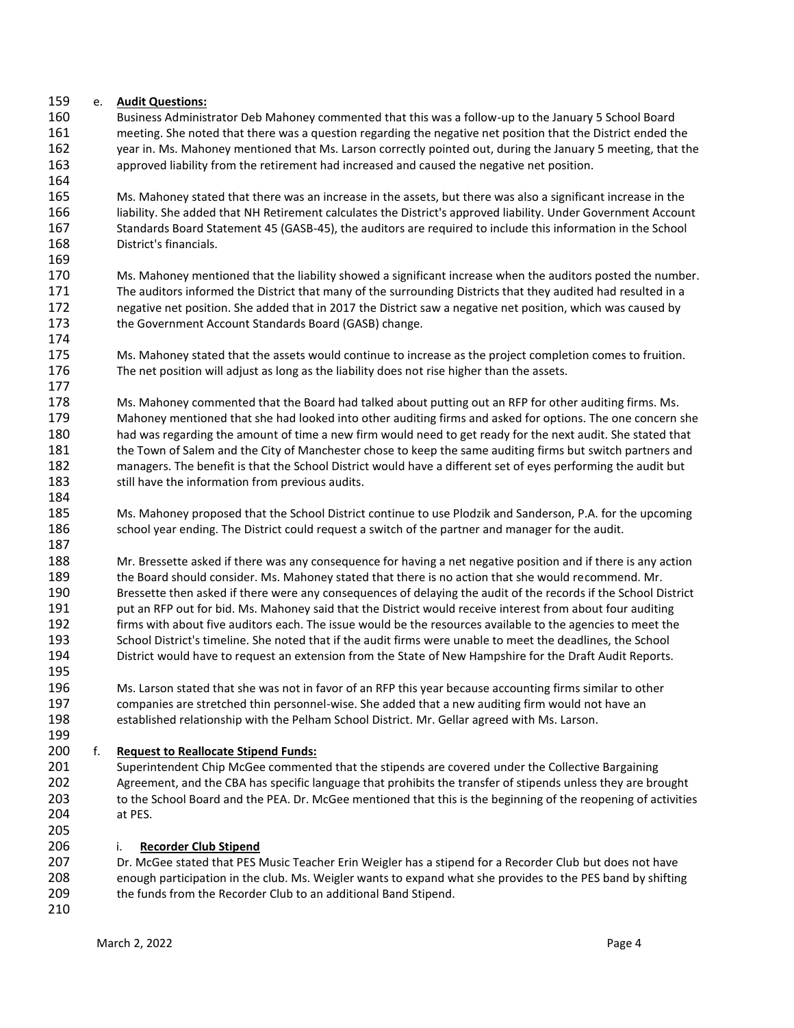e. **Audit Questions:**

Business Administrator Deb Mahoney commented that this was a follow-up to the January 5 School Board meeting. She noted that there was a question regarding the negative net position that the District ended the year in. Ms. Mahoney mentioned that Ms. Larson correctly pointed out, during the January 5 meeting, that the approved liability from the retirement had increased and caused the negative net position.

Ms. Mahoney stated that there was an increase in the assets, but there was also a significant increase in the liability. She added that NH Retirement calculates the District's approved liability. Under Government Account Standards Board Statement 45 (GASB-45), the auditors are required to include this information in the School District's financials.

Ms. Mahoney mentioned that the liability showed a significant increase when the auditors posted the number. The auditors informed the District that many of the surrounding Districts that they audited had resulted in a negative net position. She added that in 2017 the District saw a negative net position, which was caused by the Government Account Standards Board (GASB) change.

Ms. Mahoney stated that the assets would continue to increase as the project completion comes to fruition. The net position will adjust as long as the liability does not rise higher than the assets.

Ms. Mahoney commented that the Board had talked about putting out an RFP for other auditing firms. Ms. Mahoney mentioned that she had looked into other auditing firms and asked for options. The one concern she had was regarding the amount of time a new firm would need to get ready for the next audit. She stated that the Town of Salem and the City of Manchester chose to keep the same auditing firms but switch partners and managers. The benefit is that the School District would have a different set of eyes performing the audit but still have the information from previous audits.

Ms. Mahoney proposed that the School District continue to use Plodzik and Sanderson, P.A. for the upcoming school year ending. The District could request a switch of the partner and manager for the audit.

Mr. Bressette asked if there was any consequence for having a net negative position and if there is any action the Board should consider. Ms. Mahoney stated that there is no action that she would recommend. Mr. Bressette then asked if there were any consequences of delaying the audit of the records if the School District put an RFP out for bid. Ms. Mahoney said that the District would receive interest from about four auditing firms with about five auditors each. The issue would be the resources available to the agencies to meet the School District's timeline. She noted that if the audit firms were unable to meet the deadlines, the School District would have to request an extension from the State of New Hampshire for the Draft Audit Reports.

Ms. Larson stated that she was not in favor of an RFP this year because accounting firms similar to other companies are stretched thin personnel-wise. She added that a new auditing firm would not have an established relationship with the Pelham School District. Mr. Gellar agreed with Ms. Larson.

f. **Request to Reallocate Stipend Funds:**

Superintendent Chip McGee commented that the stipends are covered under the Collective Bargaining Agreement, and the CBA has specific language that prohibits the transfer of stipends unless they are brought to the School Board and the PEA. Dr. McGee mentioned that this is the beginning of the reopening of activities at PES.

i. **Recorder Club Stipend**

Dr. McGee stated that PES Music Teacher Erin Weigler has a stipend for a Recorder Club but does not have enough participation in the club. Ms. Weigler wants to expand what she provides to the PES band by shifting the funds from the Recorder Club to an additional Band Stipend.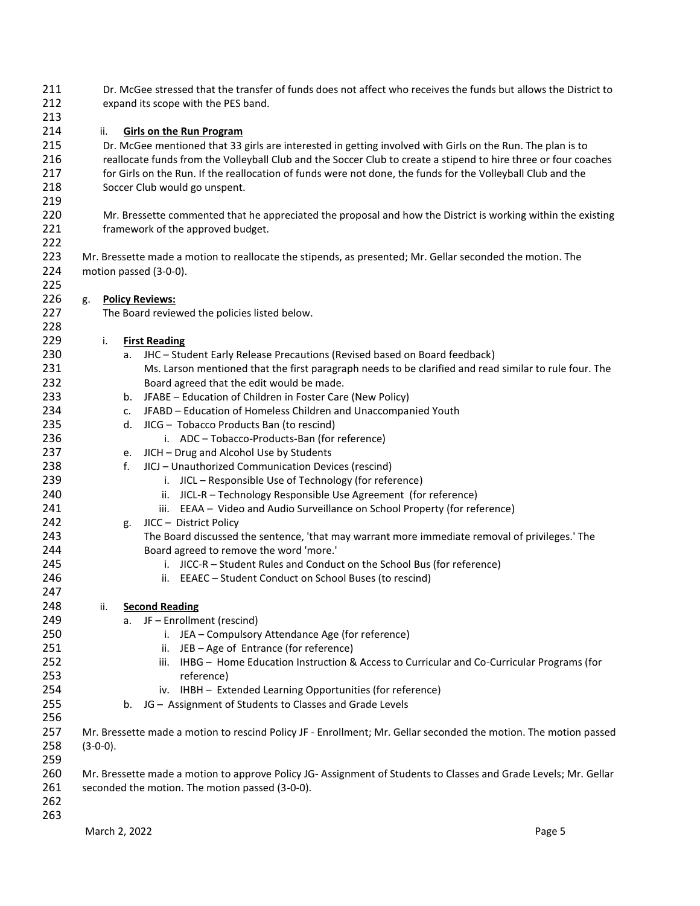Dr. McGee stressed that the transfer of funds does not affect who receives the funds but allows the District to expand its scope with the PES band.

ii. **Girls on the Run Program**

Dr. McGee mentioned that 33 girls are interested in getting involved with Girls on the Run. The plan is to reallocate funds from the Volleyball Club and the Soccer Club to create a stipend to hire three or four coaches for Girls on the Run. If the reallocation of funds were not done, the funds for the Volleyball Club and the Soccer Club would go unspent.

Mr. Bressette commented that he appreciated the proposal and how the District is working within the existing framework of the approved budget.

Mr. Bressette made a motion to reallocate the stipends, as presented; Mr. Gellar seconded the motion. The motion passed (3-0-0).

g. **Policy Reviews:**

The Board reviewed the policies listed below.

i. **First Reading**

- a. JHC – Student Early Release Precautions (Revised based on Board feedback)
  Ms. Larson mentioned that the first paragraph needs to be clarified and read similar to rule four. The Board agreed that the edit would be made.
- b. JFABE – Education of Children in Foster Care (New Policy)
- c. JFABD – Education of Homeless Children and Unaccompanied Youth
- d. JICG – Tobacco Products Ban (to rescind)
  - i. ADC – Tobacco-Products-Ban (for reference)
- e. JICH – Drug and Alcohol Use by Students
- f. JICJ – Unauthorized Communication Devices (rescind)
  - i. JICL – Responsible Use of Technology (for reference)
  - ii. JICL-R – Technology Responsible Use Agreement (for reference)
  - iii. EEAA – Video and Audio Surveillance on School Property (for reference)
- g. JICC – District Policy
  The Board discussed the sentence, 'that may warrant more immediate removal of privileges.' The Board agreed to remove the word 'more.'
  - i. JICC-R – Student Rules and Conduct on the School Bus (for reference)
  - ii. EEAEC – Student Conduct on School Buses (to rescind)

ii. **Second Reading**

- a. JF – Enrollment (rescind)
  - i. JEA – Compulsory Attendance Age (for reference)
  - ii. JEB – Age of Entrance (for reference)
  - iii. IHBG – Home Education Instruction & Access to Curricular and Co-Curricular Programs (for reference)
  - iv. IHBH – Extended Learning Opportunities (for reference)
- b. JG – Assignment of Students to Classes and Grade Levels

Mr. Bressette made a motion to rescind Policy JF - Enrollment; Mr. Gellar seconded the motion. The motion passed (3-0-0).

Mr. Bressette made a motion to approve Policy JG- Assignment of Students to Classes and Grade Levels; Mr. Gellar seconded the motion. The motion passed (3-0-0).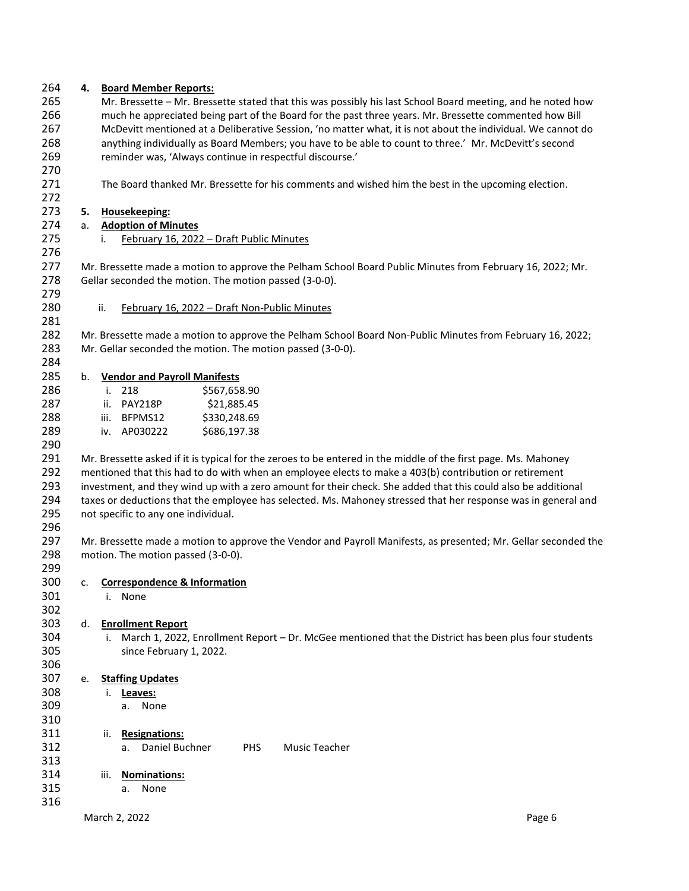**4. Board Member Reports:**

Mr. Bressette – Mr. Bressette stated that this was possibly his last School Board meeting, and he noted how much he appreciated being part of the Board for the past three years. Mr. Bressette commented how Bill McDevitt mentioned at a Deliberative Session, 'no matter what, it is not about the individual. We cannot do anything individually as Board Members; you have to be able to count to three.' Mr. McDevitt's second reminder was, 'Always continue in respectful discourse.'

The Board thanked Mr. Bressette for his comments and wished him the best in the upcoming election.

**5. Housekeeping:**

a. **Adoption of Minutes**

i. February 16, 2022 – Draft Public Minutes

Mr. Bressette made a motion to approve the Pelham School Board Public Minutes from February 16, 2022; Mr. Gellar seconded the motion. The motion passed (3-0-0).

ii. February 16, 2022 – Draft Non-Public Minutes

Mr. Bressette made a motion to approve the Pelham School Board Non-Public Minutes from February 16, 2022; Mr. Gellar seconded the motion. The motion passed (3-0-0).

b. **Vendor and Payroll Manifests**

| | | |
|---|---|---|
| i. | 218 | $567,658.90 |
| ii. | PAY218P | $21,885.45 |
| iii. | BFPMS12 | $330,248.69 |
| iv. | AP030222 | $686,197.38 |

Mr. Bressette asked if it is typical for the zeroes to be entered in the middle of the first page. Ms. Mahoney mentioned that this had to do with when an employee elects to make a 403(b) contribution or retirement investment, and they wind up with a zero amount for their check. She added that this could also be additional taxes or deductions that the employee has selected. Ms. Mahoney stressed that her response was in general and not specific to any one individual.

Mr. Bressette made a motion to approve the Vendor and Payroll Manifests, as presented; Mr. Gellar seconded the motion. The motion passed (3-0-0).

c. **Correspondence & Information**

i. None

d. **Enrollment Report**

i. March 1, 2022, Enrollment Report – Dr. McGee mentioned that the District has been plus four students since February 1, 2022.

e. **Staffing Updates**

i. **Leaves:**

a. None

ii. **Resignations:**

a. Daniel Buchner PHS Music Teacher

iii. **Nominations:**

a. None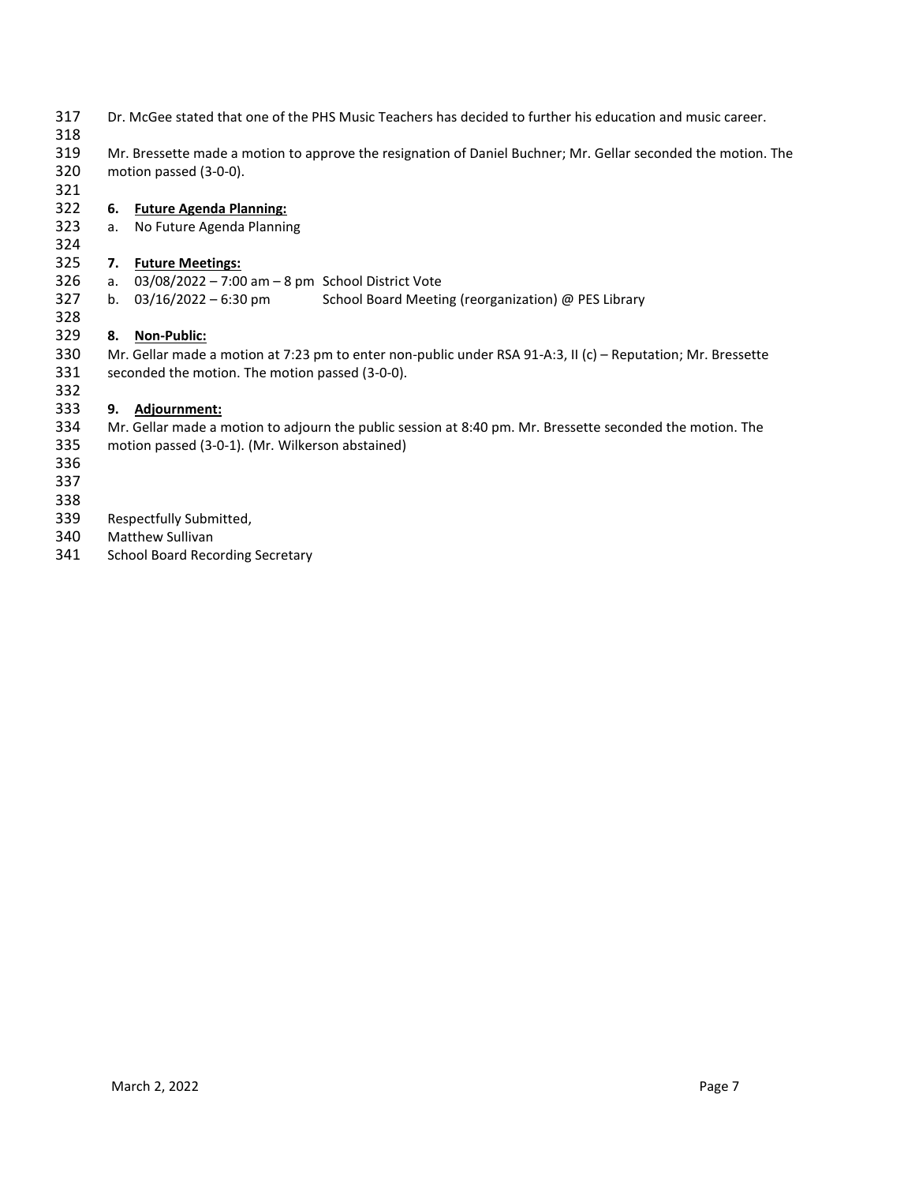Dr. McGee stated that one of the PHS Music Teachers has decided to further his education and music career.

Mr. Bressette made a motion to approve the resignation of Daniel Buchner; Mr. Gellar seconded the motion. The motion passed (3-0-0).

**6. Future Agenda Planning:**

a. No Future Agenda Planning

**7. Future Meetings:**

a. 03/08/2022 – 7:00 am – 8 pm School District Vote
b. 03/16/2022 – 6:30 pm School Board Meeting (reorganization) @ PES Library

**8. Non-Public:**

Mr. Gellar made a motion at 7:23 pm to enter non-public under RSA 91-A:3, II (c) – Reputation; Mr. Bressette seconded the motion. The motion passed (3-0-0).

**9. Adjournment:**

Mr. Gellar made a motion to adjourn the public session at 8:40 pm. Mr. Bressette seconded the motion. The motion passed (3-0-1). (Mr. Wilkerson abstained)

Respectfully Submitted,
Matthew Sullivan
School Board Recording Secretary